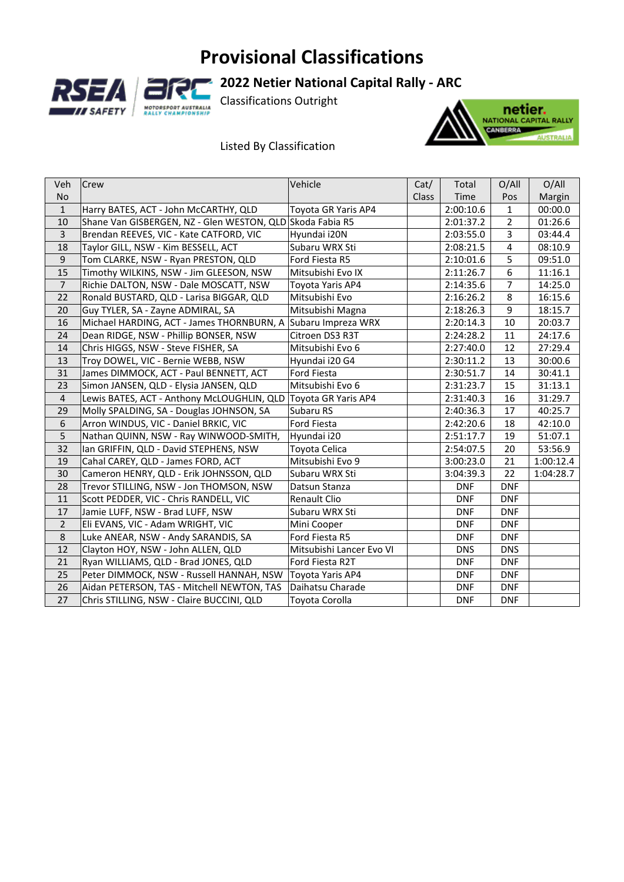# Provisional Classifications

## 2022 Netier National Capital Rally - ARC

Classifications Outright

Listed By Classification

| Veh No | Crew | Vehicle | Cat/ Class | Total Time | O/All Pos | O/All Margin |
|---|---|---|---|---|---|---|
| 1 | Harry BATES, ACT - John McCARTHY, QLD | Toyota GR Yaris AP4 | | 2:00:10.6 | 1 | 00:00.0 |
| 10 | Shane Van GISBERGEN, NZ - Glen WESTON, QLD | Skoda Fabia R5 | | 2:01:37.2 | 2 | 01:26.6 |
| 3 | Brendan REEVES, VIC - Kate CATFORD, VIC | Hyundai i20N | | 2:03:55.0 | 3 | 03:44.4 |
| 18 | Taylor GILL, NSW - Kim BESSELL, ACT | Subaru WRX Sti | | 2:08:21.5 | 4 | 08:10.9 |
| 9 | Tom CLARKE, NSW - Ryan PRESTON, QLD | Ford Fiesta R5 | | 2:10:01.6 | 5 | 09:51.0 |
| 15 | Timothy WILKINS, NSW - Jim GLEESON, NSW | Mitsubishi Evo IX | | 2:11:26.7 | 6 | 11:16.1 |
| 7 | Richie DALTON, NSW - Dale MOSCATT, NSW | Toyota Yaris AP4 | | 2:14:35.6 | 7 | 14:25.0 |
| 22 | Ronald BUSTARD, QLD - Larisa BIGGAR, QLD | Mitsubishi Evo | | 2:16:26.2 | 8 | 16:15.6 |
| 20 | Guy TYLER, SA - Zayne ADMIRAL, SA | Mitsubishi Magna | | 2:18:26.3 | 9 | 18:15.7 |
| 16 | Michael HARDING, ACT - James THORNBURN, A | Subaru Impreza WRX | | 2:20:14.3 | 10 | 20:03.7 |
| 24 | Dean RIDGE, NSW - Phillip BONSER, NSW | Citroen DS3 R3T | | 2:24:28.2 | 11 | 24:17.6 |
| 14 | Chris HIGGS, NSW - Steve FISHER, SA | Mitsubishi Evo 6 | | 2:27:40.0 | 12 | 27:29.4 |
| 13 | Troy DOWEL, VIC - Bernie WEBB, NSW | Hyundai i20 G4 | | 2:30:11.2 | 13 | 30:00.6 |
| 31 | James DIMMOCK, ACT - Paul BENNETT, ACT | Ford Fiesta | | 2:30:51.7 | 14 | 30:41.1 |
| 23 | Simon JANSEN, QLD - Elysia JANSEN, QLD | Mitsubishi Evo 6 | | 2:31:23.7 | 15 | 31:13.1 |
| 4 | Lewis BATES, ACT - Anthony McLOUGHLIN, QLD | Toyota GR Yaris AP4 | | 2:31:40.3 | 16 | 31:29.7 |
| 29 | Molly SPALDING, SA - Douglas JOHNSON, SA | Subaru RS | | 2:40:36.3 | 17 | 40:25.7 |
| 6 | Arron WINDUS, VIC - Daniel BRKIC, VIC | Ford Fiesta | | 2:42:20.6 | 18 | 42:10.0 |
| 5 | Nathan QUINN, NSW - Ray WINWOOD-SMITH, | Hyundai i20 | | 2:51:17.7 | 19 | 51:07.1 |
| 32 | Ian GRIFFIN, QLD - David STEPHENS, NSW | Toyota Celica | | 2:54:07.5 | 20 | 53:56.9 |
| 19 | Cahal CAREY, QLD - James FORD, ACT | Mitsubishi Evo 9 | | 3:00:23.0 | 21 | 1:00:12.4 |
| 30 | Cameron HENRY, QLD - Erik JOHNSSON, QLD | Subaru WRX Sti | | 3:04:39.3 | 22 | 1:04:28.7 |
| 28 | Trevor STILLING, NSW - Jon THOMSON, NSW | Datsun Stanza | | DNF | DNF | |
| 11 | Scott PEDDER, VIC - Chris RANDELL, VIC | Renault Clio | | DNF | DNF | |
| 17 | Jamie LUFF, NSW - Brad LUFF, NSW | Subaru WRX Sti | | DNF | DNF | |
| 2 | Eli EVANS, VIC - Adam WRIGHT, VIC | Mini Cooper | | DNF | DNF | |
| 8 | Luke ANEAR, NSW - Andy SARANDIS, SA | Ford Fiesta R5 | | DNF | DNF | |
| 12 | Clayton HOY, NSW - John ALLEN, QLD | Mitsubishi Lancer Evo VI | | DNS | DNS | |
| 21 | Ryan WILLIAMS, QLD - Brad JONES, QLD | Ford Fiesta R2T | | DNF | DNF | |
| 25 | Peter DIMMOCK, NSW - Russell HANNAH, NSW | Toyota Yaris AP4 | | DNF | DNF | |
| 26 | Aidan PETERSON, TAS - Mitchell NEWTON, TAS | Daihatsu Charade | | DNF | DNF | |
| 27 | Chris STILLING, NSW - Claire BUCCINI, QLD | Toyota Corolla | | DNF | DNF | |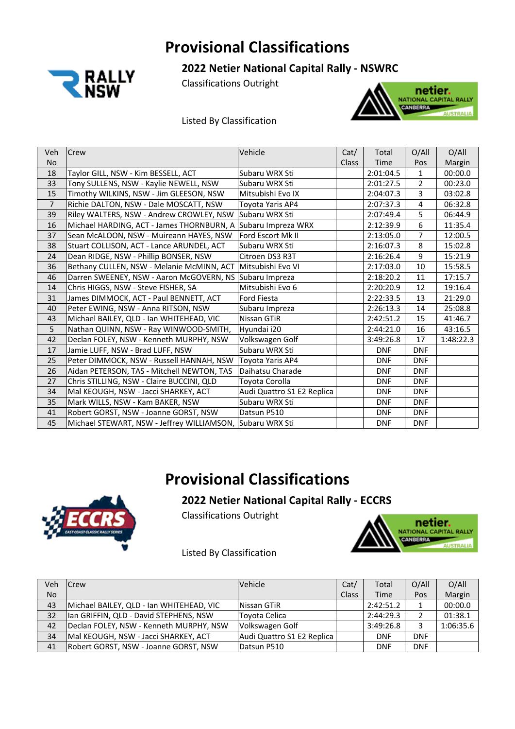# Provisional Classifications

## 2022 Netier National Capital Rally - NSWRC

Classifications Outright

Listed By Classification

| Veh No | Crew | Vehicle | Cat/ Class | Total Time | O/All Pos | O/All Margin |
|---|---|---|---|---|---|---|
| 18 | Taylor GILL, NSW - Kim BESSELL, ACT | Subaru WRX Sti | | 2:01:04.5 | 1 | 00:00.0 |
| 33 | Tony SULLENS, NSW - Kaylie NEWELL, NSW | Subaru WRX Sti | | 2:01:27.5 | 2 | 00:23.0 |
| 15 | Timothy WILKINS, NSW - Jim GLEESON, NSW | Mitsubishi Evo IX | | 2:04:07.3 | 3 | 03:02.8 |
| 7 | Richie DALTON, NSW - Dale MOSCATT, NSW | Toyota Yaris AP4 | | 2:07:37.3 | 4 | 06:32.8 |
| 39 | Riley WALTERS, NSW - Andrew CROWLEY, NSW | Subaru WRX Sti | | 2:07:49.4 | 5 | 06:44.9 |
| 16 | Michael HARDING, ACT - James THORNBURN, A | Subaru Impreza WRX | | 2:12:39.9 | 6 | 11:35.4 |
| 37 | Sean McALOON, NSW - Muireann HAYES, NSW | Ford Escort Mk II | | 2:13:05.0 | 7 | 12:00.5 |
| 38 | Stuart COLLISON, ACT - Lance ARUNDEL, ACT | Subaru WRX Sti | | 2:16:07.3 | 8 | 15:02.8 |
| 24 | Dean RIDGE, NSW - Phillip BONSER, NSW | Citroen DS3 R3T | | 2:16:26.4 | 9 | 15:21.9 |
| 36 | Bethany CULLEN, NSW - Melanie McMINN, ACT | Mitsubishi Evo VI | | 2:17:03.0 | 10 | 15:58.5 |
| 46 | Darren SWEENEY, NSW - Aaron McGOVERN, NS | Subaru Impreza | | 2:18:20.2 | 11 | 17:15.7 |
| 14 | Chris HIGGS, NSW - Steve FISHER, SA | Mitsubishi Evo 6 | | 2:20:20.9 | 12 | 19:16.4 |
| 31 | James DIMMOCK, ACT - Paul BENNETT, ACT | Ford Fiesta | | 2:22:33.5 | 13 | 21:29.0 |
| 40 | Peter EWING, NSW - Anna RITSON, NSW | Subaru Impreza | | 2:26:13.3 | 14 | 25:08.8 |
| 43 | Michael BAILEY, QLD - Ian WHITEHEAD, VIC | Nissan GTiR | | 2:42:51.2 | 15 | 41:46.7 |
| 5 | Nathan QUINN, NSW - Ray WINWOOD-SMITH, | Hyundai i20 | | 2:44:21.0 | 16 | 43:16.5 |
| 42 | Declan FOLEY, NSW - Kenneth MURPHY, NSW | Volkswagen Golf | | 3:49:26.8 | 17 | 1:48:22.3 |
| 17 | Jamie LUFF, NSW - Brad LUFF, NSW | Subaru WRX Sti | | DNF | DNF | |
| 25 | Peter DIMMOCK, NSW - Russell HANNAH, NSW | Toyota Yaris AP4 | | DNF | DNF | |
| 26 | Aidan PETERSON, TAS - Mitchell NEWTON, TAS | Daihatsu Charade | | DNF | DNF | |
| 27 | Chris STILLING, NSW - Claire BUCCINI, QLD | Toyota Corolla | | DNF | DNF | |
| 34 | Mal KEOUGH, NSW - Jacci SHARKEY, ACT | Audi Quattro S1 E2 Replica | | DNF | DNF | |
| 35 | Mark WILLS, NSW - Kam BAKER, NSW | Subaru WRX Sti | | DNF | DNF | |
| 41 | Robert GORST, NSW - Joanne GORST, NSW | Datsun P510 | | DNF | DNF | |
| 45 | Michael STEWART, NSW - Jeffrey WILLIAMSON, | Subaru WRX Sti | | DNF | DNF | |

# Provisional Classifications

## 2022 Netier National Capital Rally - ECCRS

Classifications Outright

Listed By Classification

| Veh No | Crew | Vehicle | Cat/ Class | Total Time | O/All Pos | O/All Margin |
|---|---|---|---|---|---|---|
| 43 | Michael BAILEY, QLD - Ian WHITEHEAD, VIC | Nissan GTiR | | 2:42:51.2 | 1 | 00:00.0 |
| 32 | Ian GRIFFIN, QLD - David STEPHENS, NSW | Toyota Celica | | 2:44:29.3 | 2 | 01:38.1 |
| 42 | Declan FOLEY, NSW - Kenneth MURPHY, NSW | Volkswagen Golf | | 3:49:26.8 | 3 | 1:06:35.6 |
| 34 | Mal KEOUGH, NSW - Jacci SHARKEY, ACT | Audi Quattro S1 E2 Replica | | DNF | DNF | |
| 41 | Robert GORST, NSW - Joanne GORST, NSW | Datsun P510 | | DNF | DNF | |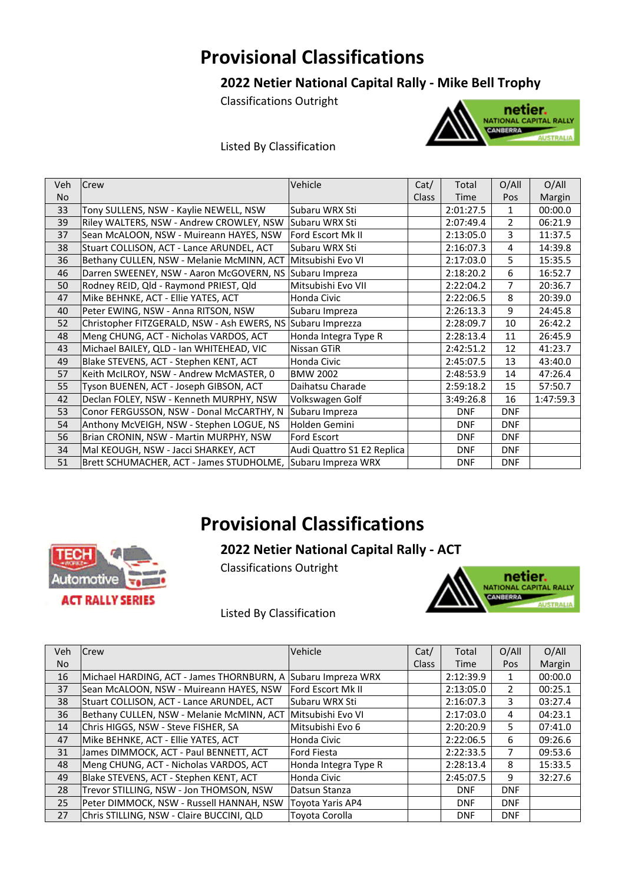# Provisional Classifications

## 2022 Netier National Capital Rally - Mike Bell Trophy

Classifications Outright

Listed By Classification

| Veh No | Crew | Vehicle | Cat/ Class | Total Time | O/All Pos | O/All Margin |
|---|---|---|---|---|---|---|
| 33 | Tony SULLENS, NSW - Kaylie NEWELL, NSW | Subaru WRX Sti | | 2:01:27.5 | 1 | 00:00.0 |
| 39 | Riley WALTERS, NSW - Andrew CROWLEY, NSW | Subaru WRX Sti | | 2:07:49.4 | 2 | 06:21.9 |
| 37 | Sean McALOON, NSW - Muireann HAYES, NSW | Ford Escort Mk II | | 2:13:05.0 | 3 | 11:37.5 |
| 38 | Stuart COLLISON, ACT - Lance ARUNDEL, ACT | Subaru WRX Sti | | 2:16:07.3 | 4 | 14:39.8 |
| 36 | Bethany CULLEN, NSW - Melanie McMINN, ACT | Mitsubishi Evo VI | | 2:17:03.0 | 5 | 15:35.5 |
| 46 | Darren SWEENEY, NSW - Aaron McGOVERN, NS | Subaru Impreza | | 2:18:20.2 | 6 | 16:52.7 |
| 50 | Rodney REID, Qld - Raymond PRIEST, Qld | Mitsubishi Evo VII | | 2:22:04.2 | 7 | 20:36.7 |
| 47 | Mike BEHNKE, ACT - Ellie YATES, ACT | Honda Civic | | 2:22:06.5 | 8 | 20:39.0 |
| 40 | Peter EWING, NSW - Anna RITSON, NSW | Subaru Impreza | | 2:26:13.3 | 9 | 24:45.8 |
| 52 | Christopher FITZGERALD, NSW - Ash EWERS, NS | Subaru Imprezza | | 2:28:09.7 | 10 | 26:42.2 |
| 48 | Meng CHUNG, ACT - Nicholas VARDOS, ACT | Honda Integra Type R | | 2:28:13.4 | 11 | 26:45.9 |
| 43 | Michael BAILEY, QLD - Ian WHITEHEAD, VIC | Nissan GTiR | | 2:42:51.2 | 12 | 41:23.7 |
| 49 | Blake STEVENS, ACT - Stephen KENT, ACT | Honda Civic | | 2:45:07.5 | 13 | 43:40.0 |
| 57 | Keith McILROY, NSW - Andrew McMASTER, 0 | BMW 2002 | | 2:48:53.9 | 14 | 47:26.4 |
| 55 | Tyson BUENEN, ACT - Joseph GIBSON, ACT | Daihatsu Charade | | 2:59:18.2 | 15 | 57:50.7 |
| 42 | Declan FOLEY, NSW - Kenneth MURPHY, NSW | Volkswagen Golf | | 3:49:26.8 | 16 | 1:47:59.3 |
| 53 | Conor FERGUSSON, NSW - Donal McCARTHY, N | Subaru Impreza | | DNF | DNF | |
| 54 | Anthony McVEIGH, NSW - Stephen LOGUE, NS | Holden Gemini | | DNF | DNF | |
| 56 | Brian CRONIN, NSW - Martin MURPHY, NSW | Ford Escort | | DNF | DNF | |
| 34 | Mal KEOUGH, NSW - Jacci SHARKEY, ACT | Audi Quattro S1 E2 Replica | | DNF | DNF | |
| 51 | Brett SCHUMACHER, ACT - James STUDHOLME, | Subaru Impreza WRX | | DNF | DNF | |

# Provisional Classifications

## 2022 Netier National Capital Rally - ACT

Classifications Outright

Listed By Classification

| Veh No | Crew | Vehicle | Cat/ Class | Total Time | O/All Pos | O/All Margin |
|---|---|---|---|---|---|---|
| 16 | Michael HARDING, ACT - James THORNBURN, A | Subaru Impreza WRX | | 2:12:39.9 | 1 | 00:00.0 |
| 37 | Sean McALOON, NSW - Muireann HAYES, NSW | Ford Escort Mk II | | 2:13:05.0 | 2 | 00:25.1 |
| 38 | Stuart COLLISON, ACT - Lance ARUNDEL, ACT | Subaru WRX Sti | | 2:16:07.3 | 3 | 03:27.4 |
| 36 | Bethany CULLEN, NSW - Melanie McMINN, ACT | Mitsubishi Evo VI | | 2:17:03.0 | 4 | 04:23.1 |
| 14 | Chris HIGGS, NSW - Steve FISHER, SA | Mitsubishi Evo 6 | | 2:20:20.9 | 5 | 07:41.0 |
| 47 | Mike BEHNKE, ACT - Ellie YATES, ACT | Honda Civic | | 2:22:06.5 | 6 | 09:26.6 |
| 31 | James DIMMOCK, ACT - Paul BENNETT, ACT | Ford Fiesta | | 2:22:33.5 | 7 | 09:53.6 |
| 48 | Meng CHUNG, ACT - Nicholas VARDOS, ACT | Honda Integra Type R | | 2:28:13.4 | 8 | 15:33.5 |
| 49 | Blake STEVENS, ACT - Stephen KENT, ACT | Honda Civic | | 2:45:07.5 | 9 | 32:27.6 |
| 28 | Trevor STILLING, NSW - Jon THOMSON, NSW | Datsun Stanza | | DNF | DNF | |
| 25 | Peter DIMMOCK, NSW - Russell HANNAH, NSW | Toyota Yaris AP4 | | DNF | DNF | |
| 27 | Chris STILLING, NSW - Claire BUCCINI, QLD | Toyota Corolla | | DNF | DNF | |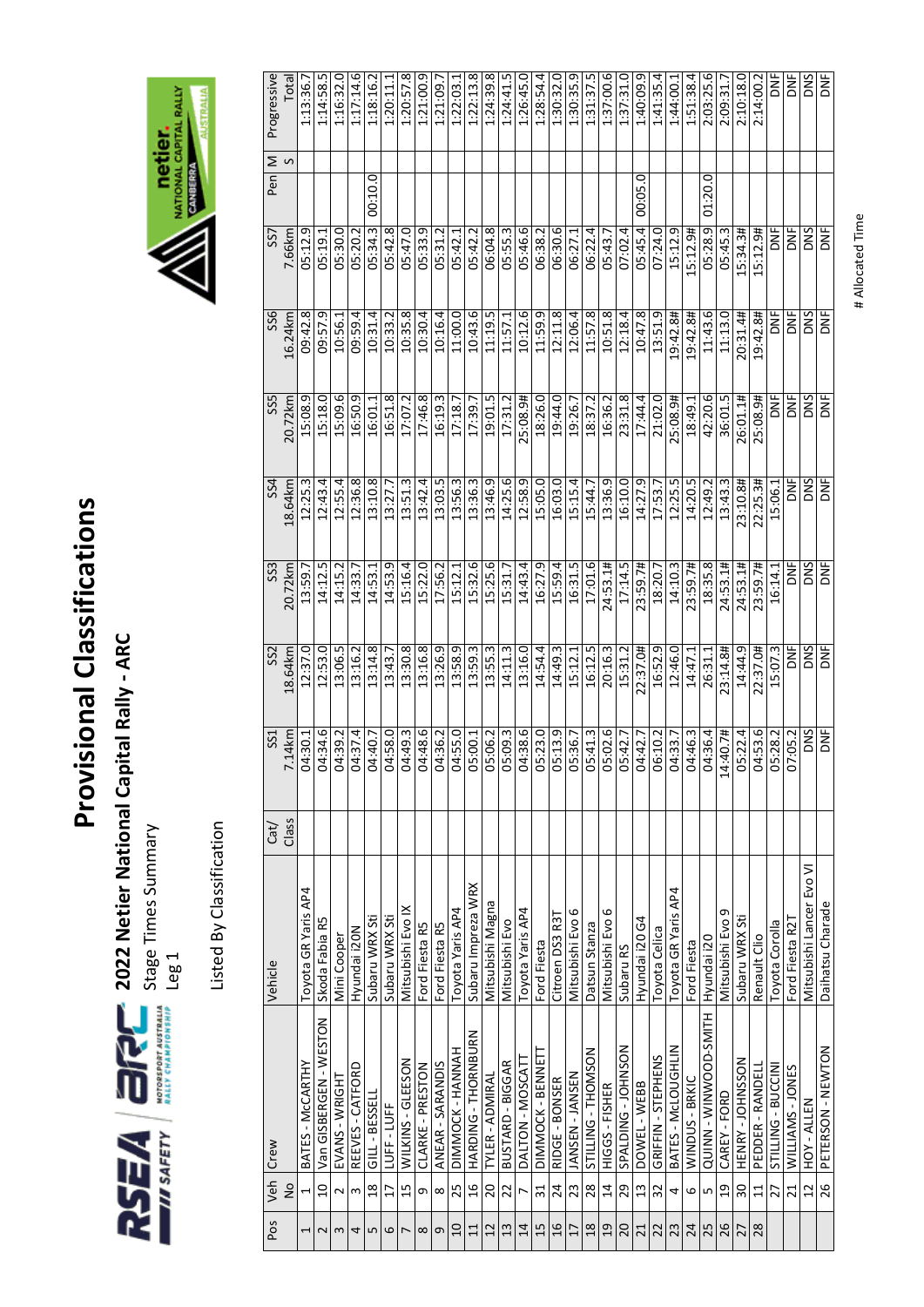# Provisional Classifications

## 2022 Netier National Capital Rally - ARC

Stage Times Summary

Leg 1

Listed By Classification

| Pos | Veh No | Crew | Vehicle | Cat/ Class | SS1 7.14km | SS2 18.64km | SS3 20.72km | SS4 18.64km | SS5 20.72km | SS6 16.24km | SS7 7.66km | Pen | M S | Progressive Total |
|---|---|---|---|---|---|---|---|---|---|---|---|---|---|---|
| 1 | 1 | BATES - McCARTHY | Toyota GR Yaris AP4 | | 04:30.1 | 12:37.0 | 13:59.7 | 12:25.3 | 15:08.9 | 09:42.8 | 05:12.9 | | | 1:13:36.7 |
| 2 | 10 | Van GISBERGEN - WESTON | Skoda Fabia R5 | | 04:34.6 | 12:53.0 | 14:12.5 | 12:43.4 | 15:18.0 | 09:57.9 | 05:19.1 | | | 1:14:58.5 |
| 3 | 2 | EVANS - WRIGHT | Mini Cooper | | 04:39.2 | 13:06.5 | 14:15.2 | 12:55.4 | 15:09.6 | 10:56.1 | 05:30.0 | | | 1:16:32.0 |
| 4 | 3 | REEVES - CATFORD | Hyundai i20N | | 04:37.4 | 13:16.2 | 14:33.7 | 12:36.8 | 16:50.9 | 09:59.4 | 05:20.2 | | | 1:17:14.6 |
| 5 | 18 | GILL - BESSELL | Subaru WRX Sti | | 04:40.7 | 13:14.8 | 14:53.1 | 13:10.8 | 16:01.1 | 10:31.4 | 05:34.3 | 00:10.0 | | 1:18:16.2 |
| 6 | 17 | LUFF - LUFF | Subaru WRX Sti | | 04:58.0 | 13:43.7 | 14:53.9 | 13:27.7 | 16:51.8 | 10:33.2 | 05:42.8 | | | 1:20:11.1 |
| 7 | 15 | WILKINS - GLEESON | Mitsubishi Evo IX | | 04:49.3 | 13:30.8 | 15:16.4 | 13:51.3 | 17:07.2 | 10:35.8 | 05:47.0 | | | 1:20:57.8 |
| 8 | 9 | CLARKE - PRESTON | Ford Fiesta R5 | | 04:48.6 | 13:16.8 | 15:22.0 | 13:42.4 | 17:46.8 | 10:30.4 | 05:33.9 | | | 1:21:00.9 |
| 9 | 8 | ANEAR - SARANDIS | Ford Fiesta R5 | | 04:36.2 | 13:26.9 | 17:56.2 | 13:03.5 | 16:19.3 | 10:16.4 | 05:31.2 | | | 1:21:09.7 |
| 10 | 25 | DIMMOCK - HANNAH | Toyota Yaris AP4 | | 04:55.0 | 13:58.9 | 15:12.1 | 13:56.3 | 17:18.7 | 11:00.0 | 05:42.1 | | | 1:22:03.1 |
| 11 | 16 | HARDING - THORNBURN | Subaru Impreza WRX | | 05:00.1 | 13:59.3 | 15:32.6 | 13:36.3 | 17:39.7 | 10:43.6 | 05:42.2 | | | 1:22:13.8 |
| 12 | 20 | TYLER - ADMIRAL | Mitsubishi Magna | | 05:06.2 | 13:55.3 | 15:25.6 | 13:46.9 | 19:01.5 | 11:19.5 | 06:04.8 | | | 1:24:39.8 |
| 13 | 22 | BUSTARD - BIGGAR | Mitsubishi Evo | | 05:09.3 | 14:11.3 | 15:31.7 | 14:25.6 | 17:31.2 | 11:57.1 | 05:55.3 | | | 1:24:41.5 |
| 14 | 7 | DALTON - MOSCATT | Toyota Yaris AP4 | | 04:38.6 | 13:16.0 | 14:43.4 | 12:58.9 | 25:08.9# | 10:12.6 | 05:46.6 | | | 1:26:45.0 |
| 15 | 31 | DIMMOCK - BENNETT | Ford Fiesta | | 05:23.0 | 14:54.4 | 16:27.9 | 15:05.0 | 18:26.0 | 11:59.9 | 06:38.2 | | | 1:28:54.4 |
| 16 | 24 | RIDGE - BONSER | Citroen DS3 R3T | | 05:13.9 | 14:49.3 | 15:59.4 | 16:03.0 | 19:44.0 | 12:11.8 | 06:30.6 | | | 1:30:32.0 |
| 17 | 23 | JANSEN - JANSEN | Mitsubishi Evo 6 | | 05:36.7 | 15:12.1 | 16:31.5 | 15:15.4 | 19:26.7 | 12:06.4 | 06:27.1 | | | 1:30:35.9 |
| 18 | 28 | STILLING - THOMSON | Datsun Stanza | | 05:41.3 | 16:12.5 | 17:01.6 | 15:44.7 | 18:37.2 | 11:57.8 | 06:22.4 | | | 1:31:37.5 |
| 19 | 14 | HIGGS - FISHER | Mitsubishi Evo 6 | | 05:02.6 | 20:16.3 | 24:53.1# | 13:36.9 | 16:36.2 | 10:51.8 | 05:43.7 | | | 1:37:00.6 |
| 20 | 29 | SPALDING - JOHNSON | Subaru RS | | 05:42.7 | 15:31.2 | 17:14.5 | 16:10.0 | 23:31.8 | 12:18.4 | 07:02.4 | | | 1:37:31.0 |
| 21 | 13 | DOWEL - WEBB | Hyundai i20 G4 | | 04:42.7 | 22:37.0# | 23:59.7# | 14:27.9 | 17:44.4 | 10:47.8 | 05:45.4 | 00:05.0 | | 1:40:09.9 |
| 22 | 32 | GRIFFIN - STEPHENS | Toyota Celica | | 06:10.2 | 16:52.9 | 18:20.7 | 17:53.7 | 21:02.0 | 13:51.9 | 07:24.0 | | | 1:41:35.4 |
| 23 | 4 | BATES - McLOUGHLIN | Toyota GR Yaris AP4 | | 04:33.7 | 12:46.0 | 14:10.3 | 12:25.5 | 25:08.9# | 19:42.8# | 15:12.9 | | | 1:44:00.1 |
| 24 | 6 | WINDUS - BRKIC | Ford Fiesta | | 04:46.3 | 14:47.1 | 23:59.7# | 14:20.5 | 18:49.1 | 19:42.8# | 15:12.9# | | | 1:51:38.4 |
| 25 | 5 | QUINN - WINWOOD-SMITH | Hyundai i20 | | 04:36.4 | 26:31.1 | 18:35.8 | 12:49.2 | 42:20.6 | 11:43.6 | 05:28.9 | 01:20.0 | | 2:03:25.6 |
| 26 | 19 | CAREY - FORD | Mitsubishi Evo 9 | | 14:40.7# | 23:14.8# | 24:53.1# | 13:43.3 | 36:01.5 | 11:13.0 | 05:45.3 | | | 2:09:31.7 |
| 27 | 30 | HENRY - JOHNSSON | Subaru WRX Sti | | 05:22.4 | 14:44.9 | 24:53.1# | 23:10.8# | 26:01.1# | 20:31.4# | 15:34.3# | | | 2:10:18.0 |
| 28 | 11 | PEDDER - RANDELL | Renault Clio | | 04:53.6 | 22:37.0# | 23:59.7# | 22:25.3# | 25:08.9# | 19:42.8# | 15:12.9# | | | 2:14:00.2 |
| | 27 | STILLING - BUCCINI | Toyota Corolla | | 05:28.2 | 15:07.3 | 16:14.1 | 15:06.1 | DNF | DNF | DNF | | | DNF |
| | 21 | WILLIAMS - JONES | Ford Fiesta R2T | | 07:05.2 | DNF | DNF | DNF | DNF | DNF | DNF | | | DNF |
| | 12 | HOY - ALLEN | Mitsubishi Lancer Evo VI | | DNS | DNS | DNS | DNS | DNS | DNS | DNS | | | DNS |
| | 26 | PETERSON - NEWTON | Daihatsu Charade | | DNF | DNF | DNF | DNF | DNF | DNF | DNF | | | DNF |

# Allocated Time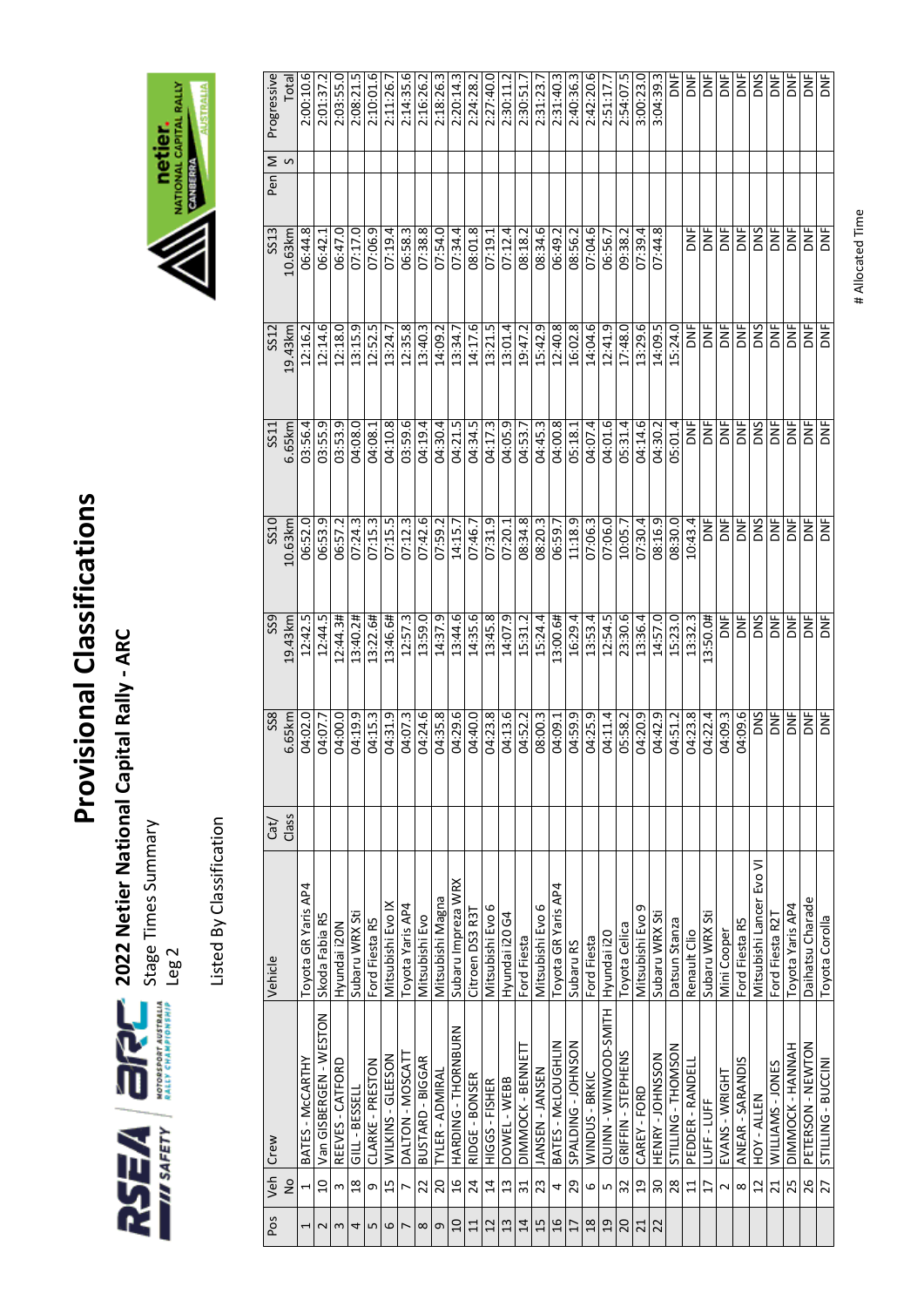# Provisional Classifications

## 2022 Netier National Capital Rally - ARC

Stage Times Summary
Leg 2

Listed By Classification

| Pos | Veh No | Crew | Vehicle | Cat/ Class | SS8 6.65km | SS9 19.43km | SS10 10.63km | SS11 6.65km | SS12 19.43km | SS13 10.63km | Pen | MS | Progressive Total |
|---|---|---|---|---|---|---|---|---|---|---|---|---|---|
| 1 | 1 | BATES - McCARTHY | Toyota GR Yaris AP4 | | 04:02.0 | 12:42.5 | 06:52.0 | 03:56.4 | 12:16.2 | 06:44.8 | | | 2:00:10.6 |
| 2 | 10 | Van GISBERGEN - WESTON | Skoda Fabia R5 | | 04:07.7 | 12:44.5 | 06:53.9 | 03:55.9 | 12:14.6 | 06:42.1 | | | 2:01:37.2 |
| 3 | 3 | REEVES - CATFORD | Hyundai i20N | | 04:00.0 | 12:44.3# | 06:57.2 | 03:53.9 | 12:18.0 | 06:47.0 | | | 2:03:55.0 |
| 4 | 18 | GILL - BESSELL | Subaru WRX Sti | | 04:19.9 | 13:40.2# | 07:24.3 | 04:08.0 | 13:15.9 | 07:17.0 | | | 2:08:21.5 |
| 5 | 9 | CLARKE - PRESTON | Ford Fiesta R5 | | 04:15.3 | 13:22.6# | 07:15.3 | 04:08.1 | 12:52.5 | 07:06.9 | | | 2:10:01.6 |
| 6 | 15 | WILKINS - GLEESON | Mitsubishi Evo IX | | 04:31.9 | 13:46.6# | 07:15.5 | 04:10.8 | 13:24.7 | 07:19.4 | | | 2:11:26.7 |
| 7 | 7 | DALTON - MOSCATT | Toyota Yaris AP4 | | 04:07.3 | 12:57.3 | 07:12.3 | 03:59.6 | 12:35.8 | 06:58.3 | | | 2:14:35.6 |
| 8 | 22 | BUSTARD - BIGGAR | Mitsubishi Evo | | 04:24.6 | 13:59.0 | 07:42.6 | 04:19.4 | 13:40.3 | 07:38.8 | | | 2:16:26.2 |
| 9 | 20 | TYLER - ADMIRAL | Mitsubishi Magna | | 04:35.8 | 14:37.9 | 07:59.2 | 04:30.4 | 14:09.2 | 07:54.0 | | | 2:18:26.3 |
| 10 | 16 | HARDING - THORNBURN | Subaru Impreza WRX | | 04:29.6 | 13:44.6 | 14:15.7 | 04:21.5 | 13:34.7 | 07:34.4 | | | 2:20:14.3 |
| 11 | 24 | RIDGE - BONSER | Citroen DS3 R3T | | 04:40.0 | 14:35.6 | 07:46.7 | 04:34.5 | 14:17.6 | 08:01.8 | | | 2:24:28.2 |
| 12 | 14 | HIGGS - FISHER | Mitsubishi Evo 6 | | 04:23.8 | 13:45.8 | 07:31.9 | 04:17.3 | 13:21.5 | 07:19.1 | | | 2:27:40.0 |
| 13 | 13 | DOWEL - WEBB | Hyundai i20 G4 | | 04:13.6 | 14:07.9 | 07:20.1 | 04:05.9 | 13:01.4 | 07:12.4 | | | 2:30:11.2 |
| 14 | 31 | DIMMOCK - BENNETT | Ford Fiesta | | 04:52.2 | 15:31.2 | 08:34.8 | 04:53.7 | 19:47.2 | 08:18.2 | | | 2:30:51.7 |
| 15 | 23 | JANSEN - JANSEN | Mitsubishi Evo 6 | | 08:00.3 | 15:24.4 | 08:20.3 | 04:45.3 | 15:42.9 | 08:34.6 | | | 2:31:23.7 |
| 16 | 4 | BATES - McLOUGHLIN | Toyota GR Yaris AP4 | | 04:09.1 | 13:00.6# | 06:59.7 | 04:00.8 | 12:40.8 | 06:49.2 | | | 2:31:40.3 |
| 17 | 29 | SPALDING - JOHNSON | Subaru RS | | 04:59.9 | 16:29.4 | 11:18.9 | 05:18.1 | 16:02.8 | 08:56.2 | | | 2:40:36.3 |
| 18 | 6 | WINDUS - BRKIC | Ford Fiesta | | 04:25.9 | 13:53.4 | 07:06.3 | 04:07.4 | 14:04.6 | 07:04.6 | | | 2:42:20.6 |
| 19 | 5 | QUINN - WINWOOD-SMITH | Hyundai i20 | | 04:11.4 | 12:54.5 | 07:06.0 | 04:01.6 | 12:41.9 | 06:56.7 | | | 2:51:17.7 |
| 20 | 32 | GRIFFIN - STEPHENS | Toyota Celica | | 05:58.2 | 23:30.6 | 10:05.7 | 05:31.4 | 17:48.0 | 09:38.2 | | | 2:54:07.5 |
| 21 | 19 | CAREY - FORD | Mitsubishi Evo 9 | | 04:20.9 | 13:36.4 | 07:30.4 | 04:14.6 | 13:29.6 | 07:39.4 | | | 3:00:23.0 |
| 22 | 30 | HENRY - JOHNSSON | Subaru WRX Sti | | 04:42.9 | 14:57.0 | 08:16.9 | 04:30.2 | 14:09.5 | 07:44.8 | | | 3:04:39.3 |
| | 28 | STILLING - THOMSON | Datsun Stanza | | 04:51.2 | 15:23.0 | 08:30.0 | 05:01.4 | 15:24.0 | | | | DNF |
| | 11 | PEDDER - RANDELL | Renault Clio | | 04:23.8 | 13:32.3 | 10:43.4 | DNF | DNF | DNF | | | DNF |
| | 17 | LUFF - LUFF | Subaru WRX Sti | | 04:22.4 | 13:50.0# | DNF | DNF | DNF | DNF | | | DNF |
| | 2 | EVANS - WRIGHT | Mini Cooper | | 04:09.3 | DNF | DNF | DNF | DNF | DNF | | | DNF |
| | 8 | ANEAR - SARANDIS | Ford Fiesta R5 | | 04:09.6 | DNF | DNF | DNF | DNF | DNF | | | DNF |
| | 12 | HOY - ALLEN | Mitsubishi Lancer Evo VI | | DNS | DNS | DNS | DNS | DNS | DNS | | | DNS |
| | 21 | WILLIAMS - JONES | Ford Fiesta R2T | | DNF | DNF | DNF | DNF | DNF | DNF | | | DNF |
| | 25 | DIMMOCK - HANNAH | Toyota Yaris AP4 | | DNF | DNF | DNF | DNF | DNF | DNF | | | DNF |
| | 26 | PETERSON - NEWTON | Daihatsu Charade | | DNF | DNF | DNF | DNF | DNF | DNF | | | DNF |
| | 27 | STILLING - BUCCINI | Toyota Corolla | | DNF | DNF | DNF | DNF | DNF | DNF | | | DNF |

# Allocated Time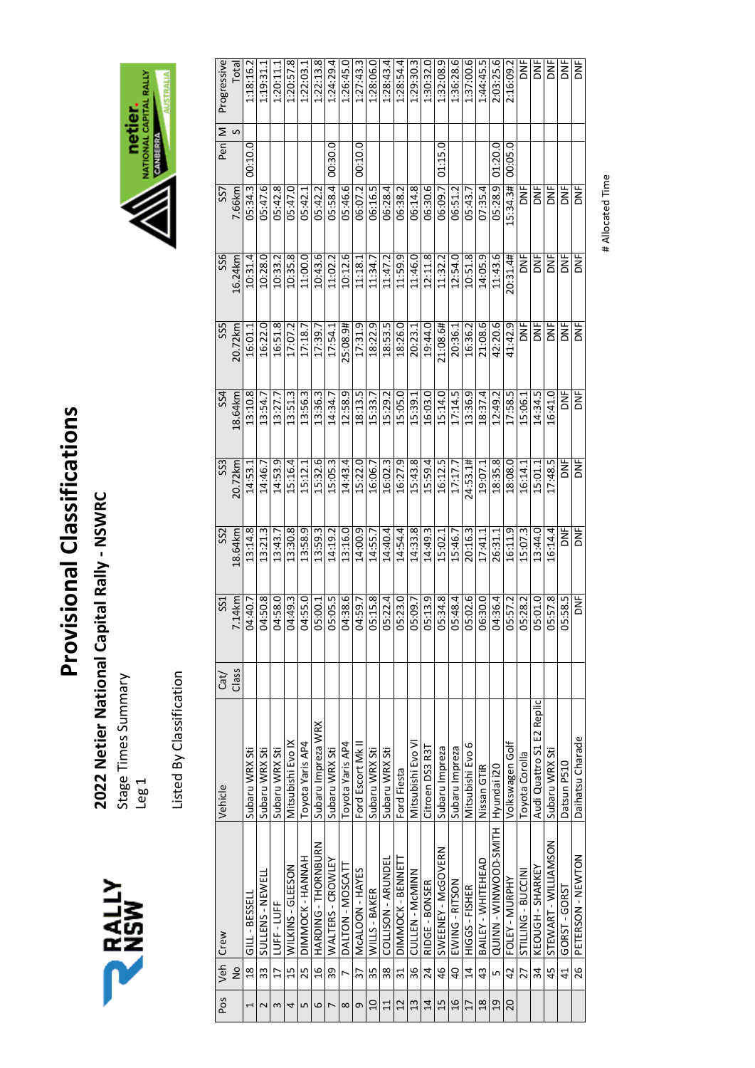# Provisional Classifications

## 2022 Netier National Capital Rally - NSWRC

Stage Times Summary

Leg 1

Listed By Classification

| Pos | Veh No | Crew | Vehicle | Cat/ Class | SS1 7.14km | SS2 18.64km | SS3 20.72km | SS4 18.64km | SS5 20.72km | SS6 16.24km | SS7 7.66km | Pen | MS | Progressive Total |
|---|---|---|---|---|---|---|---|---|---|---|---|---|---|---|
| 1 | 18 | GILL - BESSELL | Subaru WRX Sti | | 04:40.7 | 13:14.8 | 14:53.1 | 13:10.8 | 16:01.1 | 10:31.4 | 05:34.3 | 00:10.0 | | 1:18:16.2 |
| 2 | 33 | SULLENS - NEWELL | Subaru WRX Sti | | 04:50.8 | 13:21.3 | 14:46.7 | 13:54.7 | 16:22.0 | 10:28.0 | 05:47.6 | | | 1:19:31.1 |
| 3 | 17 | LUFF - LUFF | Subaru WRX Sti | | 04:58.0 | 13:43.7 | 14:53.9 | 13:27.7 | 16:51.8 | 10:33.2 | 05:42.8 | | | 1:20:11.1 |
| 4 | 15 | WILKINS - GLEESON | Mitsubishi Evo IX | | 04:49.3 | 13:30.8 | 15:16.4 | 13:51.3 | 17:07.2 | 10:35.8 | 05:47.0 | | | 1:20:57.8 |
| 5 | 25 | DIMMOCK - HANNAH | Toyota Yaris AP4 | | 04:55.0 | 13:58.9 | 15:12.1 | 13:56.3 | 17:18.7 | 11:00.0 | 05:42.1 | | | 1:22:03.1 |
| 6 | 16 | HARDING - THORNBURN | Subaru Impreza WRX | | 05:00.1 | 13:59.3 | 15:32.6 | 13:36.3 | 17:39.7 | 10:43.6 | 05:42.2 | | | 1:22:13.8 |
| 7 | 39 | WALTERS - CROWLEY | Subaru WRX Sti | | 05:05.5 | 14:19.2 | 15:05.3 | 14:34.7 | 17:54.1 | 11:02.2 | 05:58.4 | 00:30.0 | | 1:24:29.4 |
| 8 | 7 | DALTON - MOSCATT | Toyota Yaris AP4 | | 04:38.6 | 13:16.0 | 14:43.4 | 12:58.9 | 25:08.9# | 10:12.6 | 05:46.6 | | | 1:26:45.0 |
| 9 | 37 | McALOON - HAYES | Ford Escort Mk II | | 04:59.7 | 14:00.9 | 15:22.0 | 18:13.5 | 17:31.9 | 11:18.1 | 06:07.2 | 00:10.0 | | 1:27:43.3 |
| 10 | 35 | WILLS - BAKER | Subaru WRX Sti | | 05:15.8 | 14:55.7 | 16:06.7 | 15:33.7 | 18:22.9 | 11:34.7 | 06:16.5 | | | 1:28:06.0 |
| 11 | 38 | COLLISON - ARUNDEL | Subaru WRX Sti | | 05:22.4 | 14:40.4 | 16:02.3 | 15:29.2 | 18:53.5 | 11:47.2 | 06:28.4 | | | 1:28:43.4 |
| 12 | 31 | DIMMOCK - BENNETT | Ford Fiesta | | 05:23.0 | 14:54.4 | 16:27.9 | 15:05.0 | 18:26.0 | 11:59.9 | 06:38.2 | | | 1:28:54.4 |
| 13 | 36 | CULLEN - McMINN | Mitsubishi Evo VI | | 05:09.7 | 14:33.8 | 15:43.8 | 15:39.1 | 20:23.1 | 11:46.0 | 06:14.8 | | | 1:29:30.3 |
| 14 | 24 | RIDGE - BONSER | Citroen DS3 R3T | | 05:13.9 | 14:49.3 | 15:59.4 | 16:03.0 | 19:44.0 | 12:11.8 | 06:30.6 | | | 1:30:32.0 |
| 15 | 46 | SWEENEY - McGOVERN | Subaru Impreza | | 05:34.8 | 15:02.1 | 16:12.5 | 15:14.0 | 21:08.6# | 11:32.2 | 06:09.7 | 01:15.0 | | 1:32:08.9 |
| 16 | 40 | EWING - RITSON | Subaru Impreza | | 05:48.4 | 15:46.7 | 17:17.7 | 17:14.5 | 20:36.1 | 12:54.0 | 06:51.2 | | | 1:36:28.6 |
| 17 | 14 | HIGGS - FISHER | Mitsubishi Evo 6 | | 05:02.6 | 20:16.3 | 24:53.1# | 13:36.9 | 16:36.2 | 10:51.8 | 05:43.7 | | | 1:37:00.6 |
| 18 | 43 | BAILEY - WHITEHEAD | Nissan GTiR | | 06:30.0 | 17:41.1 | 19:07.1 | 18:37.4 | 21:08.6 | 14:05.9 | 07:35.4 | | | 1:44:45.5 |
| 19 | 5 | QUINN - WINWOOD-SMITH | Hyundai i20 | | 04:36.4 | 26:31.1 | 18:35.8 | 12:49.2 | 42:20.6 | 11:43.6 | 05:28.9 | 01:20.0 | | 2:03:25.6 |
| 20 | 42 | FOLEY - MURPHY | Volkswagen Golf | | 05:57.2 | 16:11.9 | 18:08.0 | 17:58.5 | 41:42.9 | 20:31.4# | 15:34.3# | 00:05.0 | | 2:16:09.2 |
| | 27 | STILLING - BUCCINI | Toyota Corolla | | 05:28.2 | 15:07.3 | 16:14.1 | 15:06.1 | DNF | DNF | DNF | | | DNF |
| | 34 | KEOUGH - SHARKEY | Audi Quattro S1 E2 Replic | | 05:01.0 | 13:44.0 | 15:01.1 | 14:34.5 | DNF | DNF | DNF | | | DNF |
| | 45 | STEWART - WILLIAMSON | Subaru WRX Sti | | 05:57.8 | 16:14.4 | 17:48.5 | 16:41.0 | DNF | DNF | DNF | | | DNF |
| | 41 | GORST - GORST | Datsun P510 | | 05:58.5 | DNF | DNF | DNF | DNF | DNF | DNF | | | DNF |
| | 26 | PETERSON - NEWTON | Daihatsu Charade | | DNF | DNF | DNF | DNF | DNF | DNF | DNF | | | DNF |

# Allocated Time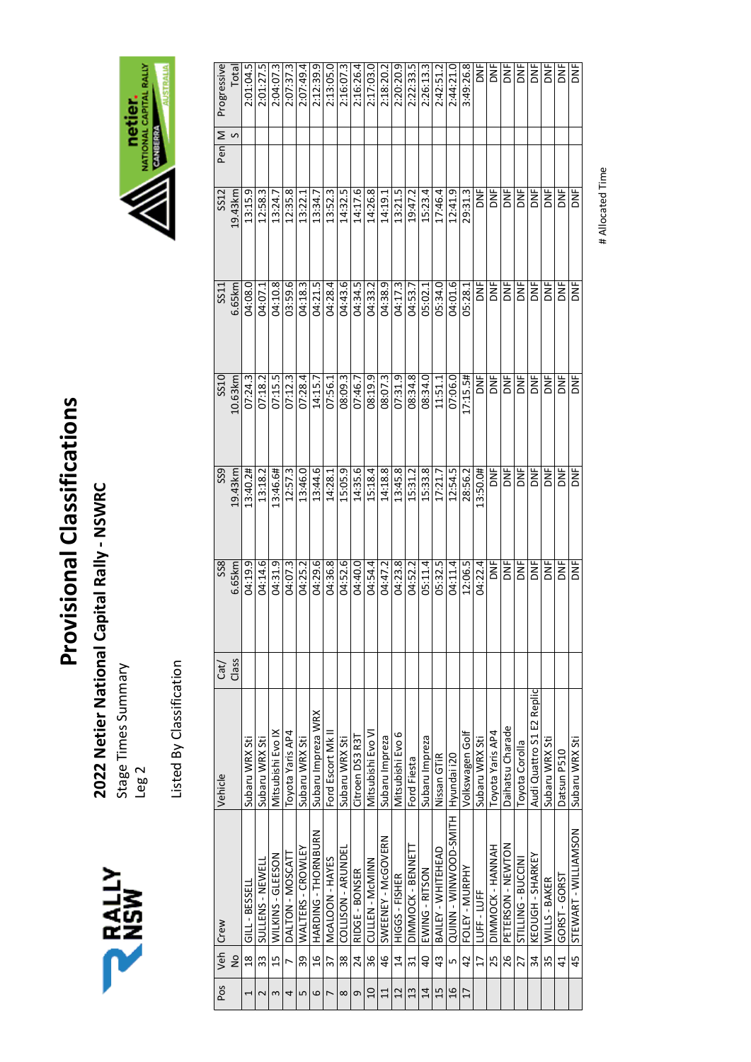# Provisional Classifications

## 2022 Netier National Capital Rally - NSWRC

Stage Times Summary

Leg 2

Listed By Classification

| Pos | Veh No | Crew | Vehicle | Cat/ Class | SS8 6.65km | SS9 19.43km | SS10 10.63km | SS11 6.65km | SS12 19.43km | Pen | M S | Progressive Total |
|---|---|---|---|---|---|---|---|---|---|---|---|---|
| 1 | 18 | GILL - BESSELL | Subaru WRX Sti | | 04:19.9 | 13:40.2# | 07:24.3 | 04:08.0 | 13:15.9 | | | 2:01:04.5 |
| 2 | 33 | SULLENS - NEWELL | Subaru WRX Sti | | 04:14.6 | 13:18.2 | 07:18.2 | 04:07.1 | 12:58.3 | | | 2:01:27.5 |
| 3 | 15 | WILKINS - GLEESON | Mitsubishi Evo IX | | 04:31.9 | 13:46.6# | 07:15.5 | 04:10.8 | 13:24.7 | | | 2:04:07.3 |
| 4 | 7 | DALTON - MOSCATT | Toyota Yaris AP4 | | 04:07.3 | 12:57.3 | 07:12.3 | 03:59.6 | 12:35.8 | | | 2:07:37.3 |
| 5 | 39 | WALTERS - CROWLEY | Subaru WRX Sti | | 04:25.2 | 13:46.0 | 07:28.4 | 04:18.3 | 13:22.1 | | | 2:07:49.4 |
| 6 | 16 | HARDING - THORNBURN | Subaru Impreza WRX | | 04:29.6 | 13:44.6 | 14:15.7 | 04:21.5 | 13:34.7 | | | 2:12:39.9 |
| 7 | 37 | McALOON - HAYES | Ford Escort Mk II | | 04:36.8 | 14:28.1 | 07:56.1 | 04:28.4 | 13:52.3 | | | 2:13:05.0 |
| 8 | 38 | COLLISON - ARUNDEL | Subaru WRX Sti | | 04:52.6 | 15:05.9 | 08:09.3 | 04:43.6 | 14:32.5 | | | 2:16:07.3 |
| 9 | 24 | RIDGE - BONSER | Citroen DS3 R3T | | 04:40.0 | 14:35.6 | 07:46.7 | 04:34.5 | 14:17.6 | | | 2:16:26.4 |
| 10 | 36 | CULLEN - McMINN | Mitsubishi Evo VI | | 04:54.4 | 15:18.4 | 08:19.9 | 04:33.2 | 14:26.8 | | | 2:17:03.0 |
| 11 | 46 | SWEENEY - McGOVERN | Subaru Impreza | | 04:47.2 | 14:18.8 | 08:07.3 | 04:38.9 | 14:19.1 | | | 2:18:20.2 |
| 12 | 14 | HIGGS - FISHER | Mitsubishi Evo 6 | | 04:23.8 | 13:45.8 | 07:31.9 | 04:17.3 | 13:21.5 | | | 2:20:20.9 |
| 13 | 31 | DIMMOCK - BENNETT | Ford Fiesta | | 04:52.2 | 15:31.2 | 08:34.8 | 04:53.7 | 19:47.2 | | | 2:22:33.5 |
| 14 | 40 | EWING - RITSON | Subaru Impreza | | 05:11.4 | 15:33.8 | 08:34.0 | 05:02.1 | 15:23.4 | | | 2:26:13.3 |
| 15 | 43 | BAILEY - WHITEHEAD | Nissan GTiR | | 05:32.5 | 17:21.7 | 11:51.1 | 05:34.0 | 17:46.4 | | | 2:42:51.2 |
| 16 | 5 | QUINN - WINWOOD-SMITH | Hyundai i20 | | 04:11.4 | 12:54.5 | 07:06.0 | 04:01.6 | 12:41.9 | | | 2:44:21.0 |
| 17 | 42 | FOLEY - MURPHY | Volkswagen Golf | | 12:06.5 | 28:56.2 | 17:15.5# | 05:28.1 | 29:31.3 | | | 3:49:26.8 |
| | 17 | LUFF - LUFF | Subaru WRX Sti | | 04:22.4 | 13:50.0# | DNF | DNF | DNF | | | DNF |
| | 25 | DIMMOCK - HANNAH | Toyota Yaris AP4 | | DNF | DNF | DNF | DNF | DNF | | | DNF |
| | 26 | PETERSON - NEWTON | Daihatsu Charade | | DNF | DNF | DNF | DNF | DNF | | | DNF |
| | 27 | STILLING - BUCCINI | Toyota Corolla | | DNF | DNF | DNF | DNF | DNF | | | DNF |
| | 34 | KEOUGH - SHARKEY | Audi Quattro S1 E2 Replic | | DNF | DNF | DNF | DNF | DNF | | | DNF |
| | 35 | WILLS - BAKER | Subaru WRX Sti | | DNF | DNF | DNF | DNF | DNF | | | DNF |
| | 41 | GORST - GORST | Datsun P510 | | DNF | DNF | DNF | DNF | DNF | | | DNF |
| | 45 | STEWART - WILLIAMSON | Subaru WRX Sti | | DNF | DNF | DNF | DNF | DNF | | | DNF |

# Allocated Time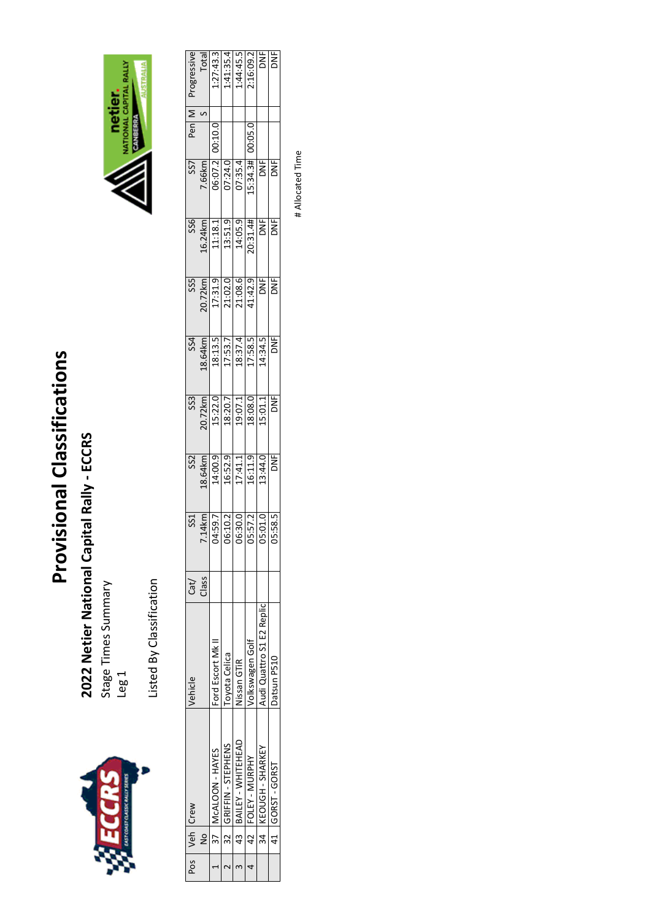# Provisional Classifications

## 2022 Netier National Capital Rally - ECCRS

Stage Times Summary

Leg 1

Listed By Classification

| Pos | Veh No | Crew | Vehicle | Cat/ Class | SS1 7.14km | SS2 18.64km | SS3 20.72km | SS4 18.64km | SS5 20.72km | SS6 16.24km | SS7 7.66km | Pen | MS | Progressive Total |
|---|---|---|---|---|---|---|---|---|---|---|---|---|---|---|
| 1 | 37 | McALOON - HAYES | Ford Escort Mk II | | 04:59.7 | 14:00.9 | 15:22.0 | 18:13.5 | 17:31.9 | 11:18.1 | 06:07.2 | 00:10.0 | | 1:27:43.3 |
| 2 | 32 | GRIFFIN - STEPHENS | Toyota Celica | | 06:10.2 | 16:52.9 | 18:20.7 | 17:53.7 | 21:02.0 | 13:51.9 | 07:24.0 | | | 1:41:35.4 |
| 3 | 43 | BAILEY - WHITEHEAD | Nissan GTiR | | 06:30.0 | 17:41.1 | 19:07.1 | 18:37.4 | 21:08.6 | 14:05.9 | 07:35.4 | | | 1:44:45.5 |
| 4 | 42 | FOLEY - MURPHY | Volkswagen Golf | | 05:57.2 | 16:11.9 | 18:08.0 | 17:58.5 | 41:42.9 | 20:31.4# | 15:34.3# | 00:05.0 | | 2:16:09.2 |
| | 34 | KEOUGH - SHARKEY | Audi Quattro S1 E2 Replic | | 05:01.0 | 13:44.0 | 15:01.1 | 14:34.5 | DNF | DNF | DNF | | | DNF |
| | 41 | GORST - GORST | Datsun P510 | | 05:58.5 | DNF | DNF | DNF | DNF | DNF | DNF | | | DNF |

# Allocated Time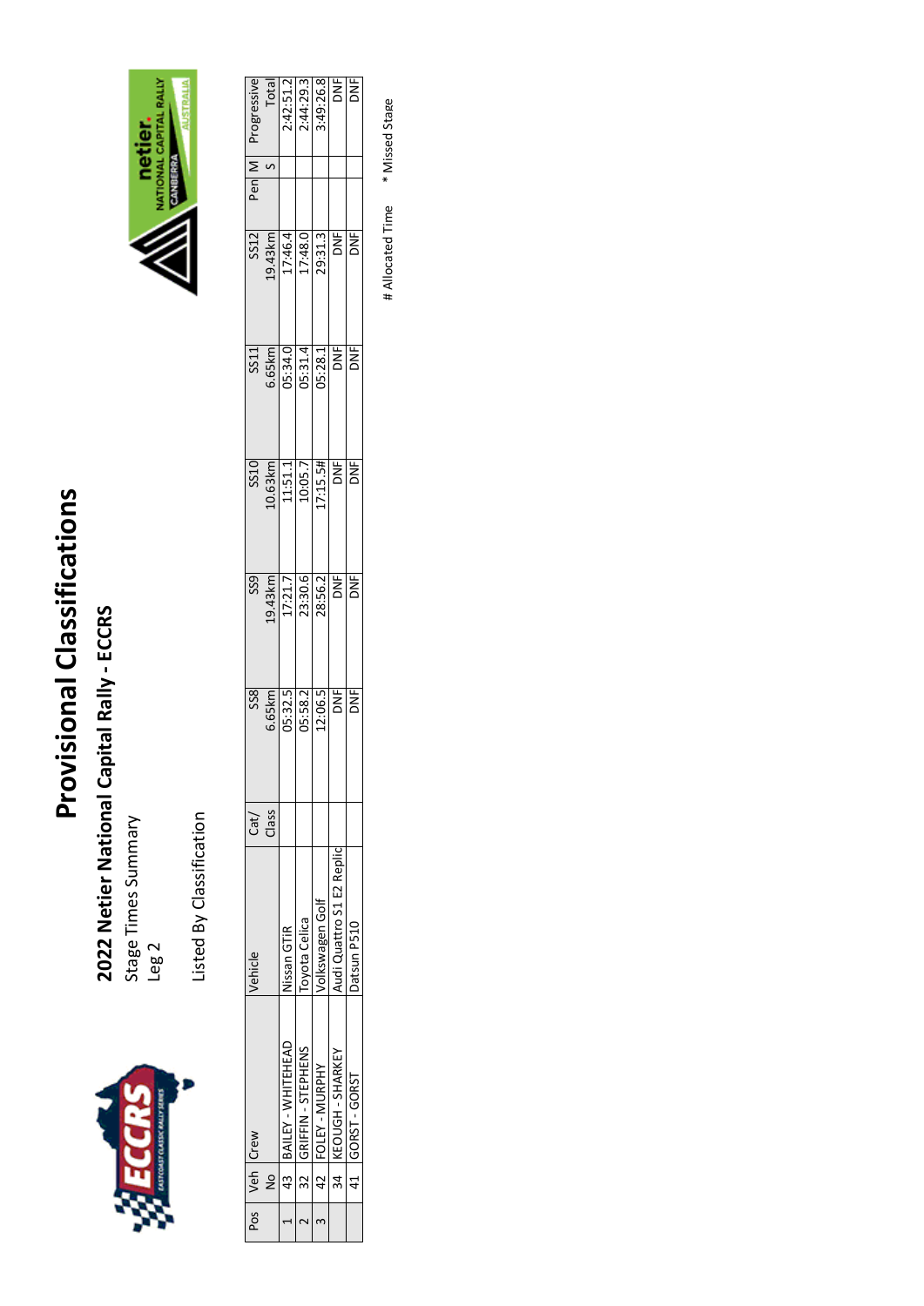# Provisional Classifications

## 2022 Netier National Capital Rally - ECCRS

Stage Times Summary

Leg 2

Listed By Classification

| Pos | Veh No | Crew | Vehicle | Cat/ Class | SS8 6.65km | SS9 19.43km | SS10 10.63km | SS11 6.65km | SS12 19.43km | Pen | MS | Progressive Total |
|---|---|---|---|---|---|---|---|---|---|---|---|---|
| 1 | 43 | BAILEY - WHITEHEAD | Nissan GTiR | | 05:32.5 | 17:21.7 | 11:51.1 | 05:34.0 | 17:46.4 | | | 2:42:51.2 |
| 2 | 32 | GRIFFIN - STEPHENS | Toyota Celica | | 05:58.2 | 23:30.6 | 10:05.7 | 05:31.4 | 17:48.0 | | | 2:44:29.3 |
| 3 | 42 | FOLEY - MURPHY | Volkswagen Golf | | 12:06.5 | 28:56.2 | 17:15.5# | 05:28.1 | 29:31.3 | | | 3:49:26.8 |
| | 34 | KEOUGH - SHARKEY | Audi Quattro S1 E2 Replic | | DNF | DNF | DNF | DNF | DNF | | | DNF |
| | 41 | GORST - GORST | Datsun P510 | | DNF | DNF | DNF | DNF | DNF | | | DNF |

\# Allocated Time    * Missed Stage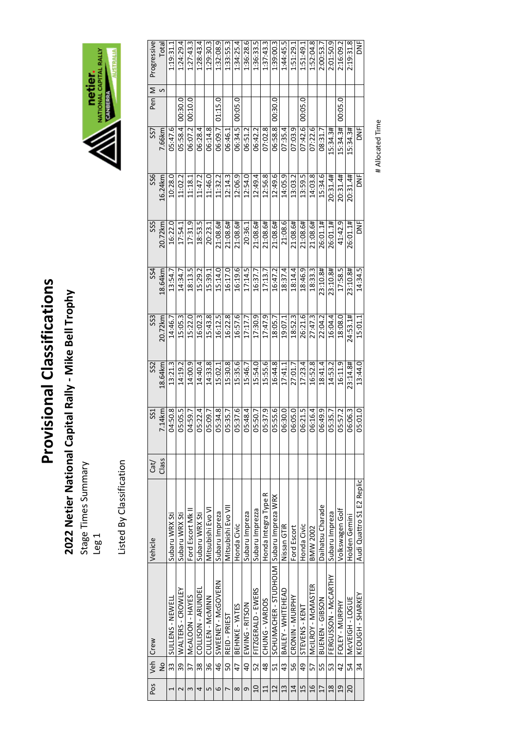# Provisional Classifications

## 2022 Netier National Capital Rally - Mike Bell Trophy

Stage Times Summary

Leg 1

Listed By Classification

| Pos | Veh No | Crew | Vehicle | Cat/ Class | SS1 7.14km | SS2 18.64km | SS3 20.72km | SS4 18.64km | SS5 20.72km | SS6 16.24km | SS7 7.66km | Pen | MS | Progressive Total |
|---|---|---|---|---|---|---|---|---|---|---|---|---|---|---|
| 1 | 33 | SULLENS - NEWELL | Subaru WRX Sti | | 04:50.8 | 13:21.3 | 14:46.7 | 13:54.7 | 16:22.0 | 10:28.0 | 05:47.6 | | | 1:19:31.1 |
| 2 | 39 | WALTERS - CROWLEY | Subaru WRX Sti | | 05:05.5 | 14:19.2 | 15:05.3 | 14:34.7 | 17:54.1 | 11:02.2 | 05:58.4 | 00:30.0 | | 1:24:29.4 |
| 3 | 37 | McALOON - HAYES | Ford Escort Mk II | | 04:59.7 | 14:00.9 | 15:22.0 | 18:13.5 | 17:31.9 | 11:18.1 | 06:07.2 | 00:10.0 | | 1:27:43.3 |
| 4 | 38 | COLLISON - ARUNDEL | Subaru WRX Sti | | 05:22.4 | 14:40.4 | 16:02.3 | 15:29.2 | 18:53.5 | 11:47.2 | 06:28.4 | | | 1:28:43.4 |
| 5 | 36 | CULLEN - McMINN | Mitsubishi Evo VI | | 05:09.7 | 14:33.8 | 15:43.8 | 15:39.1 | 20:23.1 | 11:46.0 | 06:14.8 | | | 1:29:30.3 |
| 6 | 46 | SWEENEY - McGOVERN | Subaru Impreza | | 05:34.8 | 15:02.1 | 16:12.5 | 15:14.0 | 21:08.6# | 11:32.2 | 06:09.7 | 01:15.0 | | 1:32:08.9 |
| 7 | 50 | REID - PRIEST | Mitsubishi Evo VII | | 05:35.7 | 15:30.8 | 16:22.8 | 16:17.0 | 21:08.6# | 12:14.3 | 06:46.1 | | | 1:33:55.3 |
| 8 | 47 | BEHNKE - YATES | Honda Civic | | 05:37.6 | 15:35.6 | 16:57.6 | 16:19.6 | 21:08.6# | 12:06.9 | 06:34.5 | 00:05.0 | | 1:34:25.4 |
| 9 | 40 | EWING - RITSON | Subaru Impreza | | 05:48.4 | 15:46.7 | 17:17.7 | 17:14.5 | 20:36.1 | 12:54.0 | 06:51.2 | | | 1:36:28.6 |
| 10 | 52 | FITZGERALD - EWERS | Subaru Impreza | | 05:50.7 | 15:54.0 | 17:30.9 | 16:37.7 | 21:08.6# | 12:49.4 | 06:42.2 | | | 1:36:33.5 |
| 11 | 48 | CHUNG - VARDOS | Honda Integra Type R | | 05:37.9 | 15:55.6 | 17:47.9 | 17:13.7 | 21:08.6# | 12:56.8 | 07:02.8 | | | 1:37:43.3 |
| 12 | 51 | SCHUMACHER - STUDHOLM | Subaru Impreza WRX | | 05:55.6 | 16:44.8 | 18:05.7 | 16:47.2 | 21:08.6# | 12:49.6 | 06:58.8 | 00:30.0 | | 1:39:00.3 |
| 13 | 43 | BAILEY - WHITEHEAD | Nissan GTiR | | 06:30.0 | 17:41.1 | 19:07.1 | 18:37.4 | 21:08.6 | 14:05.9 | 07:35.4 | | | 1:44:45.5 |
| 14 | 56 | CRONIN - MURPHY | Ford Escort | | 06:05.0 | 27:01.7 | 18:52.3 | 18:14.4 | 21:08.6# | 13:03.2 | 07:03.9 | | | 1:51:29.1 |
| 15 | 49 | STEVENS - KENT | Honda Civic | | 06:21.5 | 17:23.4 | 26:21.6 | 18:46.9 | 21:08.6# | 13:59.5 | 07:42.6 | 00:05.0 | | 1:51:49.1 |
| 16 | 57 | McILROY - McMASTER | BMW 2002 | | 06:16.4 | 16:52.8 | 27:47.3 | 18:33.3 | 21:08.6# | 14:03.8 | 07:22.6 | | | 1:52:04.8 |
| 17 | 55 | BUENEN - GIBSON | Daihatsu Charade | | 06:49.9 | 18:41.4 | 22:04.2 | 23:10.8# | 26:01.1# | 15:34.6 | 08:31.7 | | | 2:00:53.7 |
| 18 | 53 | FERGUSSON - McCARTHY | Subaru Impreza | | 05:35.7 | 14:53.2 | 16:04.4 | 23:10.8# | 26:01.1# | 20:31.4# | 15:34.3# | | | 2:01:50.9 |
| 19 | 42 | FOLEY - MURPHY | Volkswagen Golf | | 05:57.2 | 16:11.9 | 18:08.0 | 17:58.5 | 41:42.9 | 20:31.4# | 15:34.3# | 00:05.0 | | 2:16:09.2 |
| 20 | 54 | McVEIGH - LOGUE | Holden Gemini | | 06:06.3 | 23:14.8# | 24:53.1# | 23:10.8# | 26:01.1# | 20:31.4# | 15:34.3# | | | 2:19:31.8 |
| | 34 | KEOUGH - SHARKEY | Audi Quattro S1 E2 Replic | | 05:01.0 | 13:44.0 | 15:01.1 | 14:34.5 | DNF | DNF | DNF | | | DNF |

# Allocated Time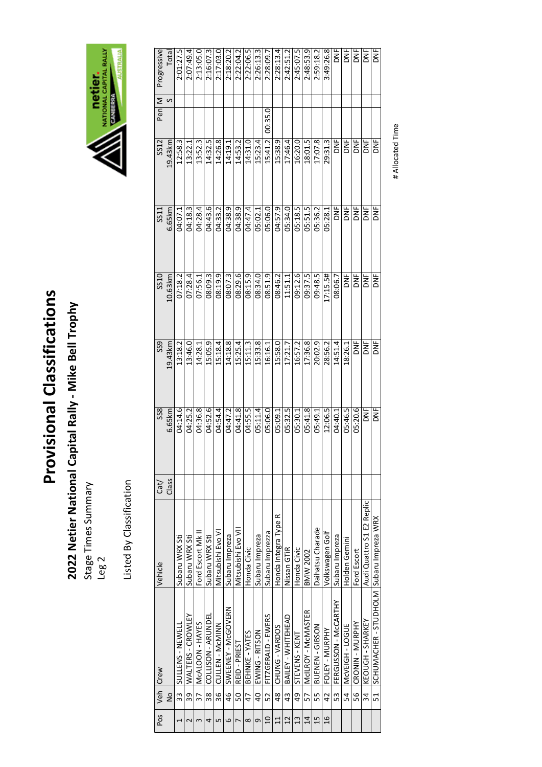# Provisional Classifications

## 2022 Netier National Capital Rally - Mike Bell Trophy

Stage Times Summary

Leg 2

Listed By Classification

| Pos | Veh No | Crew | Vehicle | Cat/ Class | SS8 6.65km | SS9 19.43km | SS10 10.63km | SS11 6.65km | SS12 19.43km | Pen | M S | Progressive Total |
|---|---|---|---|---|---|---|---|---|---|---|---|---|
| 1 | 33 | SULLENS - NEWELL | Subaru WRX Sti | | 04:14.6 | 13:18.2 | 07:18.2 | 04:07.1 | 12:58.3 | | | 2:01:27.5 |
| 2 | 39 | WALTERS - CROWLEY | Subaru WRX Sti | | 04:25.2 | 13:46.0 | 07:28.4 | 04:18.3 | 13:22.1 | | | 2:07:49.4 |
| 3 | 37 | McALOON - HAYES | Ford Escort Mk II | | 04:36.8 | 14:28.1 | 07:56.1 | 04:28.4 | 13:52.3 | | | 2:13:05.0 |
| 4 | 38 | COLLISON - ARUNDEL | Subaru WRX Sti | | 04:52.6 | 15:05.9 | 08:09.3 | 04:43.6 | 14:32.5 | | | 2:16:07.3 |
| 5 | 36 | CULLEN - McMINN | Mitsubishi Evo VI | | 04:54.4 | 15:18.4 | 08:19.9 | 04:33.2 | 14:26.8 | | | 2:17:03.0 |
| 6 | 46 | SWEENEY - McGOVERN | Subaru Impreza | | 04:47.2 | 14:18.8 | 08:07.3 | 04:38.9 | 14:19.1 | | | 2:18:20.2 |
| 7 | 50 | REID - PRIEST | Mitsubishi Evo VII | | 04:41.8 | 15:25.4 | 08:29.6 | 04:38.9 | 14:53.2 | | | 2:22:04.2 |
| 8 | 47 | BEHNKE - YATES | Honda Civic | | 04:55.5 | 15:11.3 | 08:15.9 | 04:47.4 | 14:31.0 | | | 2:22:06.5 |
| 9 | 40 | EWING - RITSON | Subaru Impreza | | 05:11.4 | 15:33.8 | 08:34.0 | 05:02.1 | 15:23.4 | | | 2:26:13.3 |
| 10 | 52 | FITZGERALD - EWERS | Subaru Imprezza | | 05:06.0 | 16:16.1 | 08:51.9 | 05:06.0 | 15:41.2 | 00:35.0 | | 2:28:09.7 |
| 11 | 48 | CHUNG - VARDOS | Honda Integra Type R | | 05:09.1 | 15:58.0 | 08:46.2 | 04:57.9 | 15:38.9 | | | 2:28:13.4 |
| 12 | 43 | BAILEY - WHITEHEAD | Nissan GTIR | | 05:32.5 | 17:21.7 | 11:51.1 | 05:34.0 | 17:46.4 | | | 2:42:51.2 |
| 13 | 49 | STEVENS - KENT | Honda Civic | | 05:30.1 | 16:57.2 | 09:12.6 | 05:18.5 | 16:20.0 | | | 2:45:07.5 |
| 14 | 57 | McILROY - McMASTER | BMW 2002 | | 05:41.8 | 17:36.8 | 09:37.5 | 05:51.5 | 18:01.5 | | | 2:48:53.9 |
| 15 | 55 | BUENEN - GIBSON | Daihatsu Charade | | 05:49.1 | 20:02.9 | 09:48.5 | 05:36.2 | 17:07.8 | | | 2:59:18.2 |
| 16 | 42 | FOLEY - MURPHY | Volkswagen Golf | | 12:06.5 | 28:56.2 | 17:15.5# | 05:28.1 | 29:31.3 | | | 3:49:26.8 |
| | 53 | FERGUSSON - McCARTHY | Subaru Impreza | | 04:40.1 | 14:51.4 | 08:06.7 | DNF | DNF | | | DNF |
| | 54 | McVEIGH - LOGUE | Holden Gemini | | 05:46.5 | 18:26.1 | DNF | DNF | DNF | | | DNF |
| | 56 | CRONIN - MURPHY | Ford Escort | | 05:20.6 | DNF | DNF | DNF | DNF | | | DNF |
| | 34 | KEOUGH - SHARKEY | Audi Quattro S1 E2 Replic | | DNF | DNF | DNF | DNF | DNF | | | DNF |
| | 51 | SCHUMACHER - STUDHOLM | Subaru Impreza WRX | | DNF | DNF | DNF | DNF | DNF | | | DNF |

# Allocated Time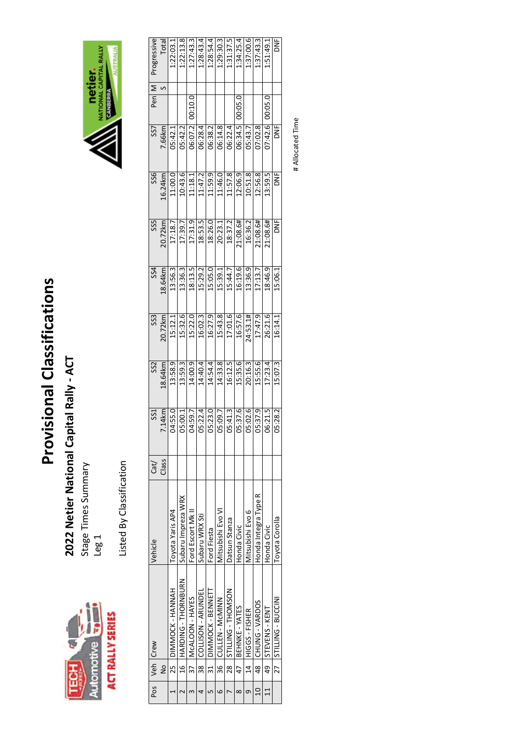# Provisional Classifications

## 2022 Netier National Capital Rally - ACT

Stage Times Summary

Leg 1

Listed By Classification

| Pos | Veh No | Crew | Vehicle | Cat/ Class | SS1 7.14km | SS2 18.64km | SS3 20.72km | SS4 18.64km | SS5 20.72km | SS6 16.24km | SS7 7.66km | Pen s | M S | Progressive Total |
|---|---|---|---|---|---|---|---|---|---|---|---|---|---|---|
| 1 | 25 | DIMMOCK - HANNAH | Toyota Yaris AP4 | | 04:55.0 | 13:58.9 | 15:12.1 | 13:56.3 | 17:18.7 | 11:00.0 | 05:42.1 | | | 1:22:03.1 |
| 2 | 16 | HARDING - THORNBURN | Subaru Impreza WRX | | 05:00.1 | 13:59.3 | 15:32.6 | 13:36.3 | 17:39.7 | 10:43.6 | 05:42.2 | | | 1:22:13.8 |
| 3 | 37 | McALOON - HAYES | Ford Escort Mk II | | 04:59.7 | 14:00.9 | 15:22.0 | 18:13.5 | 17:31.9 | 11:18.1 | 06:07.2 | 00:10.0 | | 1:27:43.3 |
| 4 | 38 | COLLISON - ARUNDEL | Subaru WRX Sti | | 05:22.4 | 14:40.4 | 16:02.3 | 15:29.2 | 18:53.5 | 11:47.2 | 06:28.4 | | | 1:28:43.4 |
| 5 | 31 | DIMMOCK - BENNETT | Ford Fiesta | | 05:23.0 | 14:54.4 | 16:27.9 | 15:05.0 | 18:26.0 | 11:59.9 | 06:38.2 | | | 1:28:54.4 |
| 6 | 36 | CULLEN - McMINN | Mitsubishi Evo VI | | 05:09.7 | 14:33.8 | 15:43.8 | 15:39.1 | 20:23.1 | 11:46.0 | 06:14.8 | | | 1:29:30.3 |
| 7 | 28 | STILLING - THOMSON | Datsun Stanza | | 05:41.3 | 16:12.5 | 17:01.6 | 15:44.7 | 18:37.2 | 11:57.8 | 06:22.4 | | | 1:31:37.5 |
| 8 | 47 | BEHNKE - YATES | Honda Civic | | 05:37.6 | 15:35.6 | 16:57.6 | 16:19.6 | 21:08.6# | 12:06.9 | 06:34.5 | 00:05.0 | | 1:34:25.4 |
| 9 | 14 | HIGGS - FISHER | Mitsubishi Evo 6 | | 05:02.6 | 20:16.3 | 24:53.1# | 13:36.9 | 16:36.2 | 10:51.8 | 05:43.7 | | | 1:37:00.6 |
| 10 | 48 | CHUNG - VARDOS | Honda Integra Type R | | 05:37.9 | 15:55.6 | 17:47.9 | 17:13.7 | 21:08.6# | 12:56.8 | 07:02.8 | | | 1:37:43.3 |
| 11 | 49 | STEVENS - KENT | Honda Civic | | 06:21.5 | 17:23.4 | 26:21.6 | 18:46.9 | 21:08.6# | 13:59.5 | 07:42.6 | 00:05.0 | | 1:51:49.1 |
| | 27 | STILLING - BUCCINI | Toyota Corolla | | 05:28.2 | 15:07.3 | 16:14.1 | 15:06.1 | DNF | DNF | DNF | | | DNF |

# Allocated Time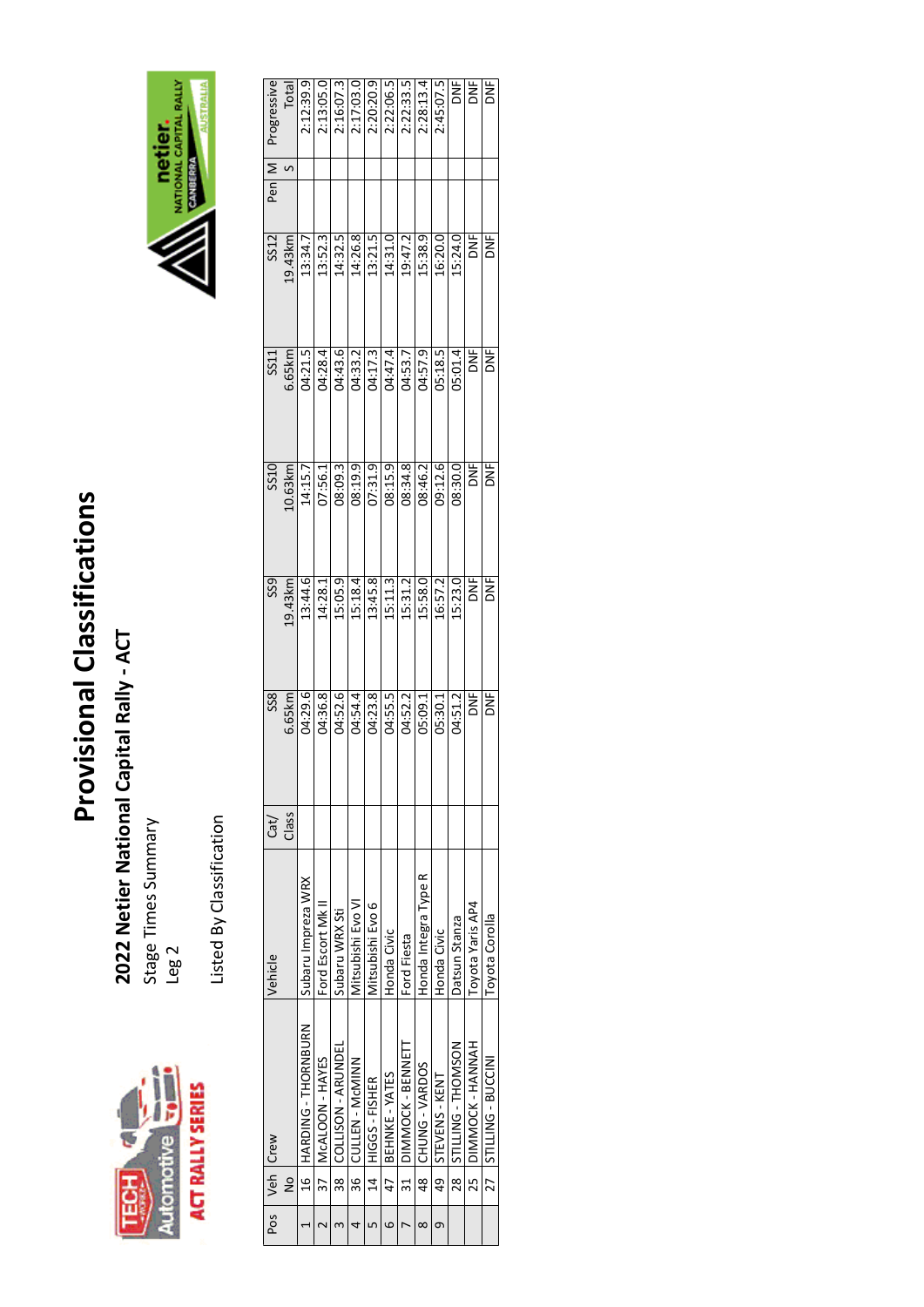# Provisional Classifications

## 2022 Netier National Capital Rally - ACT

Stage Times Summary

Leg 2

Listed By Classification

| Pos | Veh No | Crew | Vehicle | Cat/ Class | SS8 6.65km | SS9 19.43km | SS10 10.63km | SS11 6.65km | SS12 19.43km | Pen | M S | Progressive Total |
|---|---|---|---|---|---|---|---|---|---|---|---|---|
| 1 | 16 | HARDING - THORNBURN | Subaru Impreza WRX | | 04:29.6 | 13:44.6 | 14:15.7 | 04:21.5 | 13:34.7 | | | 2:12:39.9 |
| 2 | 37 | McALOON - HAYES | Ford Escort Mk II | | 04:36.8 | 14:28.1 | 07:56.1 | 04:28.4 | 13:52.3 | | | 2:13:05.0 |
| 3 | 38 | COLLISON - ARUNDEL | Subaru WRX Sti | | 04:52.6 | 15:05.9 | 08:09.3 | 04:43.6 | 14:32.5 | | | 2:16:07.3 |
| 4 | 36 | CULLEN - McMINN | Mitsubishi Evo VI | | 04:54.4 | 15:18.4 | 08:19.9 | 04:33.2 | 14:26.8 | | | 2:17:03.0 |
| 5 | 14 | HIGGS - FISHER | Mitsubishi Evo 6 | | 04:23.8 | 13:45.8 | 07:31.9 | 04:17.3 | 13:21.5 | | | 2:20:20.9 |
| 6 | 47 | BEHNKE - YATES | Honda Civic | | 04:55.5 | 15:11.3 | 08:15.9 | 04:47.4 | 14:31.0 | | | 2:22:06.5 |
| 7 | 31 | DIMMOCK - BENNETT | Ford Fiesta | | 04:52.2 | 15:31.2 | 08:34.8 | 04:53.7 | 19:47.2 | | | 2:22:33.5 |
| 8 | 48 | CHUNG - VARDOS | Honda Integra Type R | | 05:09.1 | 15:58.0 | 08:46.2 | 04:57.9 | 15:38.9 | | | 2:28:13.4 |
| 9 | 49 | STEVENS - KENT | Honda Civic | | 05:30.1 | 16:57.2 | 09:12.6 | 05:18.5 | 16:20.0 | | | 2:45:07.5 |
| | 28 | STILLING - THOMSON | Datsun Stanza | | 04:51.2 | 15:23.0 | 08:30.0 | 05:01.4 | 15:24.0 | | | DNF |
| | 25 | DIMMOCK - HANNAH | Toyota Yaris AP4 | | DNF | DNF | DNF | DNF | DNF | | | DNF |
| | 27 | STILLING - BUCCINI | Toyota Corolla | | DNF | DNF | DNF | DNF | DNF | | | DNF |